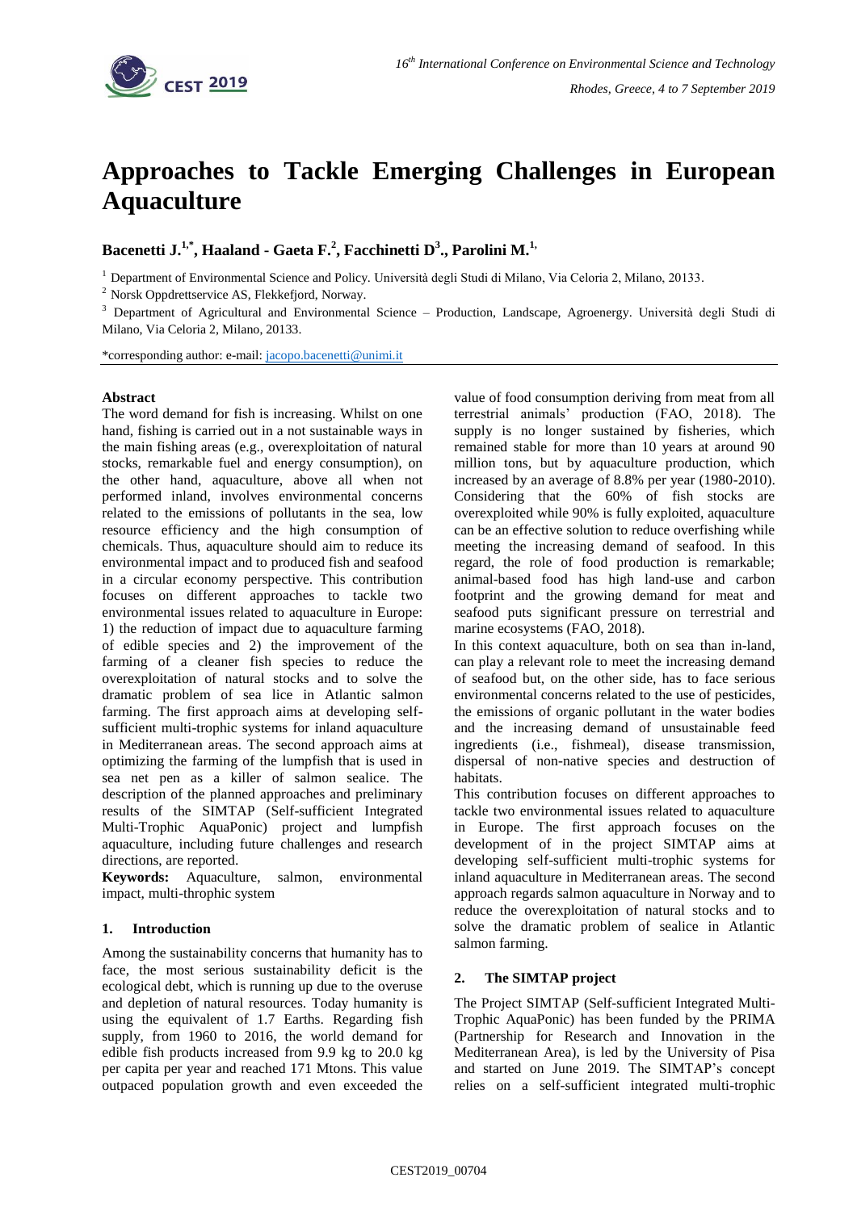# Approaches to Tackle Emerging Challenges in European Aquaculture

**Bacenetti J.[1,*], Haaland - Gaeta F.[2], Facchinetti D[3]., Parolini M.[1,]**

[1] Department of Environmental Science and Policy. Università degli Studi di Milano, Via Celoria 2, Milano, 20133.

[2] Norsk Oppdrettservice AS, Flekkefjord, Norway.

[3] Department of Agricultural and Environmental Science – Production, Landscape, Agroenergy. Università degli Studi di Milano, Via Celoria 2, Milano, 20133.

*corresponding author: e-mail: jacopo.bacenetti@unimi.it

**Abstract**

The word demand for fish is increasing. Whilst on one hand, fishing is carried out in a not sustainable ways in the main fishing areas (e.g., overexploitation of natural stocks, remarkable fuel and energy consumption), on the other hand, aquaculture, above all when not performed inland, involves environmental concerns related to the emissions of pollutants in the sea, low resource efficiency and the high consumption of chemicals. Thus, aquaculture should aim to reduce its environmental impact and to produced fish and seafood in a circular economy perspective. This contribution focuses on different approaches to tackle two environmental issues related to aquaculture in Europe: 1) the reduction of impact due to aquaculture farming of edible species and 2) the improvement of the farming of a cleaner fish species to reduce the overexploitation of natural stocks and to solve the dramatic problem of sea lice in Atlantic salmon farming. The first approach aims at developing self-sufficient multi-trophic systems for inland aquaculture in Mediterranean areas. The second approach aims at optimizing the farming of the lumpfish that is used in sea net pen as a killer of salmon sealice. The description of the planned approaches and preliminary results of the SIMTAP (Self-sufficient Integrated Multi-Trophic AquaPonic) project and lumpfish aquaculture, including future challenges and research directions, are reported.

**Keywords:** Aquaculture, salmon, environmental impact, multi-throphic system

## 1. Introduction

Among the sustainability concerns that humanity has to face, the most serious sustainability deficit is the ecological debt, which is running up due to the overuse and depletion of natural resources. Today humanity is using the equivalent of 1.7 Earths. Regarding fish supply, from 1960 to 2016, the world demand for edible fish products increased from 9.9 kg to 20.0 kg per capita per year and reached 171 Mtons. This value outpaced population growth and even exceeded the value of food consumption deriving from meat from all terrestrial animals' production (FAO, 2018). The supply is no longer sustained by fisheries, which remained stable for more than 10 years at around 90 million tons, but by aquaculture production, which increased by an average of 8.8% per year (1980-2010). Considering that the 60% of fish stocks are overexploited while 90% is fully exploited, aquaculture can be an effective solution to reduce overfishing while meeting the increasing demand of seafood. In this regard, the role of food production is remarkable; animal-based food has high land-use and carbon footprint and the growing demand for meat and seafood puts significant pressure on terrestrial and marine ecosystems (FAO, 2018).

In this context aquaculture, both on sea than in-land, can play a relevant role to meet the increasing demand of seafood but, on the other side, has to face serious environmental concerns related to the use of pesticides, the emissions of organic pollutant in the water bodies and the increasing demand of unsustainable feed ingredients (i.e., fishmeal), disease transmission, dispersal of non-native species and destruction of habitats.

This contribution focuses on different approaches to tackle two environmental issues related to aquaculture in Europe. The first approach focuses on the development of in the project SIMTAP aims at developing self-sufficient multi-trophic systems for inland aquaculture in Mediterranean areas. The second approach regards salmon aquaculture in Norway and to reduce the overexploitation of natural stocks and to solve the dramatic problem of sealice in Atlantic salmon farming.

## 2. The SIMTAP project

The Project SIMTAP (Self-sufficient Integrated Multi-Trophic AquaPonic) has been funded by the PRIMA (Partnership for Research and Innovation in the Mediterranean Area), is led by the University of Pisa and started on June 2019. The SIMTAP's concept relies on a self-sufficient integrated multi-trophic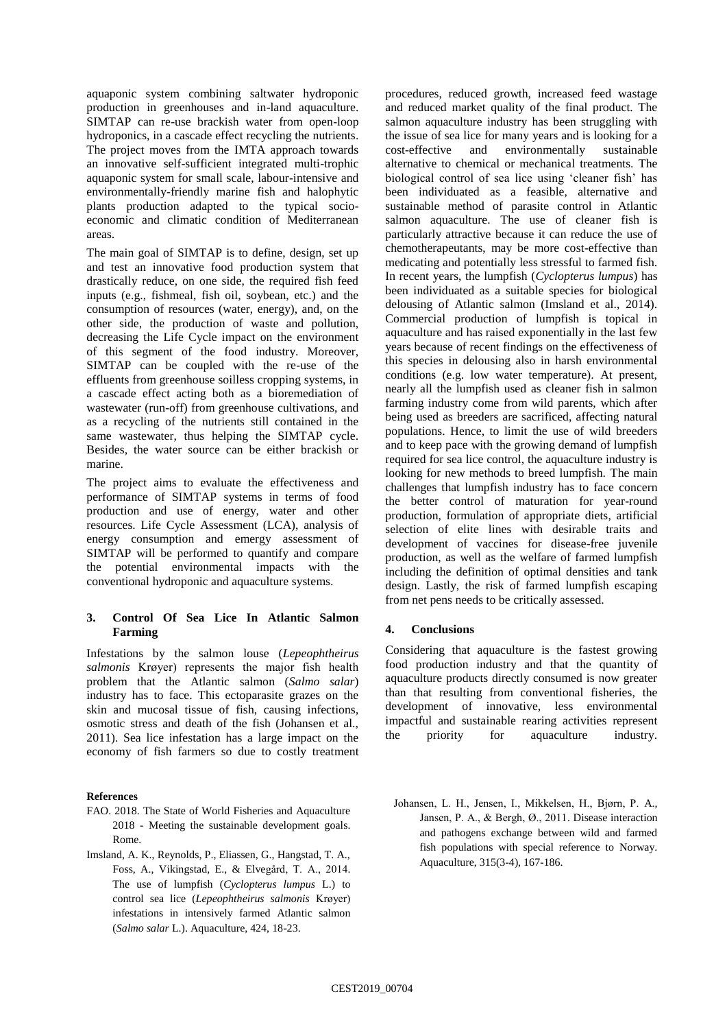aquaponic system combining saltwater hydroponic production in greenhouses and in-land aquaculture. SIMTAP can re-use brackish water from open-loop hydroponics, in a cascade effect recycling the nutrients. The project moves from the IMTA approach towards an innovative self-sufficient integrated multi-trophic aquaponic system for small scale, labour-intensive and environmentally-friendly marine fish and halophytic plants production adapted to the typical socio-economic and climatic condition of Mediterranean areas.

The main goal of SIMTAP is to define, design, set up and test an innovative food production system that drastically reduce, on one side, the required fish feed inputs (e.g., fishmeal, fish oil, soybean, etc.) and the consumption of resources (water, energy), and, on the other side, the production of waste and pollution, decreasing the Life Cycle impact on the environment of this segment of the food industry. Moreover, SIMTAP can be coupled with the re-use of the effluents from greenhouse soilless cropping systems, in a cascade effect acting both as a bioremediation of wastewater (run-off) from greenhouse cultivations, and as a recycling of the nutrients still contained in the same wastewater, thus helping the SIMTAP cycle. Besides, the water source can be either brackish or marine.

The project aims to evaluate the effectiveness and performance of SIMTAP systems in terms of food production and use of energy, water and other resources. Life Cycle Assessment (LCA), analysis of energy consumption and emergy assessment of SIMTAP will be performed to quantify and compare the potential environmental impacts with the conventional hydroponic and aquaculture systems.

## 3. Control Of Sea Lice In Atlantic Salmon Farming

Infestations by the salmon louse (*Lepeophtheirus salmonis* Krøyer) represents the major fish health problem that the Atlantic salmon (*Salmo salar*) industry has to face. This ectoparasite grazes on the skin and mucosal tissue of fish, causing infections, osmotic stress and death of the fish (Johansen et al., 2011). Sea lice infestation has a large impact on the economy of fish farmers so due to costly treatment procedures, reduced growth, increased feed wastage and reduced market quality of the final product. The salmon aquaculture industry has been struggling with the issue of sea lice for many years and is looking for a cost-effective and environmentally sustainable alternative to chemical or mechanical treatments. The biological control of sea lice using 'cleaner fish' has been individuated as a feasible, alternative and sustainable method of parasite control in Atlantic salmon aquaculture. The use of cleaner fish is particularly attractive because it can reduce the use of chemotherapeutants, may be more cost-effective than medicating and potentially less stressful to farmed fish. In recent years, the lumpfish (*Cyclopterus lumpus*) has been individuated as a suitable species for biological delousing of Atlantic salmon (Imsland et al., 2014). Commercial production of lumpfish is topical in aquaculture and has raised exponentially in the last few years because of recent findings on the effectiveness of this species in delousing also in harsh environmental conditions (e.g. low water temperature). At present, nearly all the lumpfish used as cleaner fish in salmon farming industry come from wild parents, which after being used as breeders are sacrificed, affecting natural populations. Hence, to limit the use of wild breeders and to keep pace with the growing demand of lumpfish required for sea lice control, the aquaculture industry is looking for new methods to breed lumpfish. The main challenges that lumpfish industry has to face concern the better control of maturation for year-round production, formulation of appropriate diets, artificial selection of elite lines with desirable traits and development of vaccines for disease-free juvenile production, as well as the welfare of farmed lumpfish including the definition of optimal densities and tank design. Lastly, the risk of farmed lumpfish escaping from net pens needs to be critically assessed.

## 4. Conclusions

Considering that aquaculture is the fastest growing food production industry and that the quantity of aquaculture products directly consumed is now greater than that resulting from conventional fisheries, the development of innovative, less environmental impactful and sustainable rearing activities represent the priority for aquaculture industry.

### References

FAO. 2018. The State of World Fisheries and Aquaculture 2018 - Meeting the sustainable development goals. Rome.

Imsland, A. K., Reynolds, P., Eliassen, G., Hangstad, T. A., Foss, A., Vikingstad, E., & Elvegård, T. A., 2014. The use of lumpfish (*Cyclopterus lumpus* L.) to control sea lice (*Lepeophtheirus salmonis* Krøyer) infestations in intensively farmed Atlantic salmon (*Salmo salar* L.). Aquaculture, 424, 18-23.

Johansen, L. H., Jensen, I., Mikkelsen, H., Bjørn, P. A., Jansen, P. A., & Bergh, Ø., 2011. Disease interaction and pathogens exchange between wild and farmed fish populations with special reference to Norway. Aquaculture, 315(3-4), 167-186.